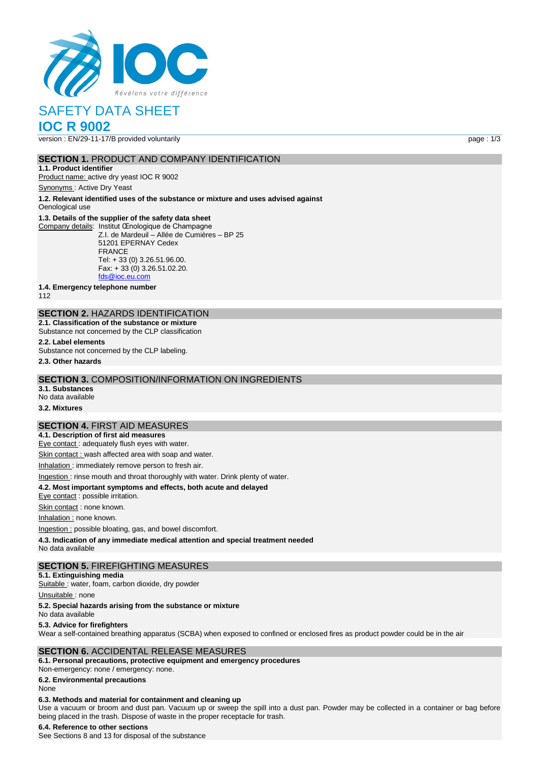# SAFETY DATA SHEET

# IOC R 9002

version : EN/29-11-17/B provided voluntarily

## SECTION 1. PRODUCT AND COMPANY IDENTIFICATION

**1.1. Product identifier**

Product name: active dry yeast IOC R 9002

Synonyms : Active Dry Yeast

**1.2. Relevant identified uses of the substance or mixture and uses advised against**

Oenological use

**1.3. Details of the supplier of the safety data sheet**

Company details: Institut Œnologique de Champagne
Z.I. de Mardeuil – Allée de Cumières – BP 25
51201 EPERNAY Cedex
FRANCE
Tel: + 33 (0) 3.26.51.96.00.
Fax: + 33 (0) 3.26.51.02.20.
fds@ioc.eu.com

**1.4. Emergency telephone number**

112

## SECTION 2. HAZARDS IDENTIFICATION

**2.1. Classification of the substance or mixture**

Substance not concerned by the CLP classification

**2.2. Label elements**

Substance not concerned by the CLP labeling.

**2.3. Other hazards**

## SECTION 3. COMPOSITION/INFORMATION ON INGREDIENTS

**3.1. Substances**

No data available

**3.2. Mixtures**

## SECTION 4. FIRST AID MEASURES

**4.1. Description of first aid measures**

Eye contact : adequately flush eyes with water.

Skin contact : wash affected area with soap and water.

Inhalation : immediately remove person to fresh air.

Ingestion : rinse mouth and throat thoroughly with water. Drink plenty of water.

**4.2. Most important symptoms and effects, both acute and delayed**

Eye contact : possible irritation.

Skin contact : none known.

Inhalation : none known.

Ingestion : possible bloating, gas, and bowel discomfort.

**4.3. Indication of any immediate medical attention and special treatment needed**

No data available

## SECTION 5. FIREFIGHTING MEASURES

**5.1. Extinguishing media**

Suitable : water, foam, carbon dioxide, dry powder

Unsuitable : none

**5.2. Special hazards arising from the substance or mixture**

No data available

**5.3. Advice for firefighters**

Wear a self-contained breathing apparatus (SCBA) when exposed to confined or enclosed fires as product powder could be in the air

## SECTION 6. ACCIDENTAL RELEASE MEASURES

**6.1. Personal precautions, protective equipment and emergency procedures**

Non-emergency: none / emergency: none.

**6.2. Environmental precautions**

None

**6.3. Methods and material for containment and cleaning up**

Use a vacuum or broom and dust pan. Vacuum up or sweep the spill into a dust pan. Powder may be collected in a container or bag before being placed in the trash. Dispose of waste in the proper receptacle for trash.

**6.4. Reference to other sections**

See Sections 8 and 13 for disposal of the substance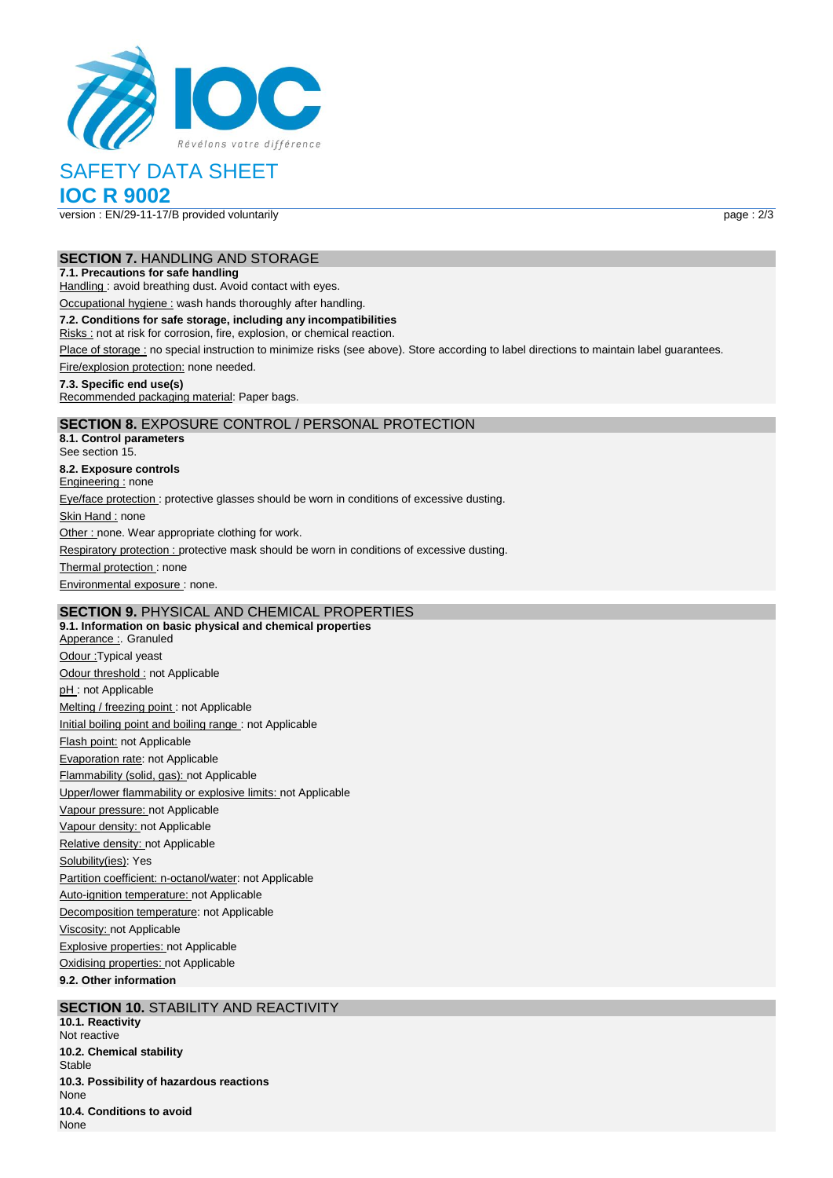# SAFETY DATA SHEET

## IOC R 9002

version : EN/29-11-17/B provided voluntarily

## SECTION 7. HANDLING AND STORAGE

**7.1. Precautions for safe handling**

Handling : avoid breathing dust. Avoid contact with eyes.

Occupational hygiene : wash hands thoroughly after handling.

**7.2. Conditions for safe storage, including any incompatibilities**

Risks : not at risk for corrosion, fire, explosion, or chemical reaction.

Place of storage : no special instruction to minimize risks (see above). Store according to label directions to maintain label guarantees.

Fire/explosion protection: none needed.

**7.3. Specific end use(s)**

Recommended packaging material: Paper bags.

## SECTION 8. EXPOSURE CONTROL / PERSONAL PROTECTION

**8.1. Control parameters**

See section 15.

**8.2. Exposure controls**

Engineering : none

Eye/face protection : protective glasses should be worn in conditions of excessive dusting.

Skin Hand : none

Other : none. Wear appropriate clothing for work.

Respiratory protection : protective mask should be worn in conditions of excessive dusting.

Thermal protection : none

Environmental exposure : none.

## SECTION 9. PHYSICAL AND CHEMICAL PROPERTIES

**9.1. Information on basic physical and chemical properties**

Apperance :. Granuled

Odour :Typical yeast

Odour threshold : not Applicable

pH : not Applicable

Melting / freezing point : not Applicable

Initial boiling point and boiling range : not Applicable

Flash point: not Applicable

Evaporation rate: not Applicable

Flammability (solid, gas): not Applicable

Upper/lower flammability or explosive limits: not Applicable

Vapour pressure: not Applicable

Vapour density: not Applicable

Relative density: not Applicable

Solubility(ies): Yes

Partition coefficient: n-octanol/water: not Applicable

Auto-ignition temperature: not Applicable

Decomposition temperature: not Applicable

Viscosity: not Applicable

Explosive properties: not Applicable

Oxidising properties: not Applicable

**9.2. Other information**

## SECTION 10. STABILITY AND REACTIVITY

**10.1. Reactivity**

Not reactive

**10.2. Chemical stability**

Stable

**10.3. Possibility of hazardous reactions**

None

**10.4. Conditions to avoid**

None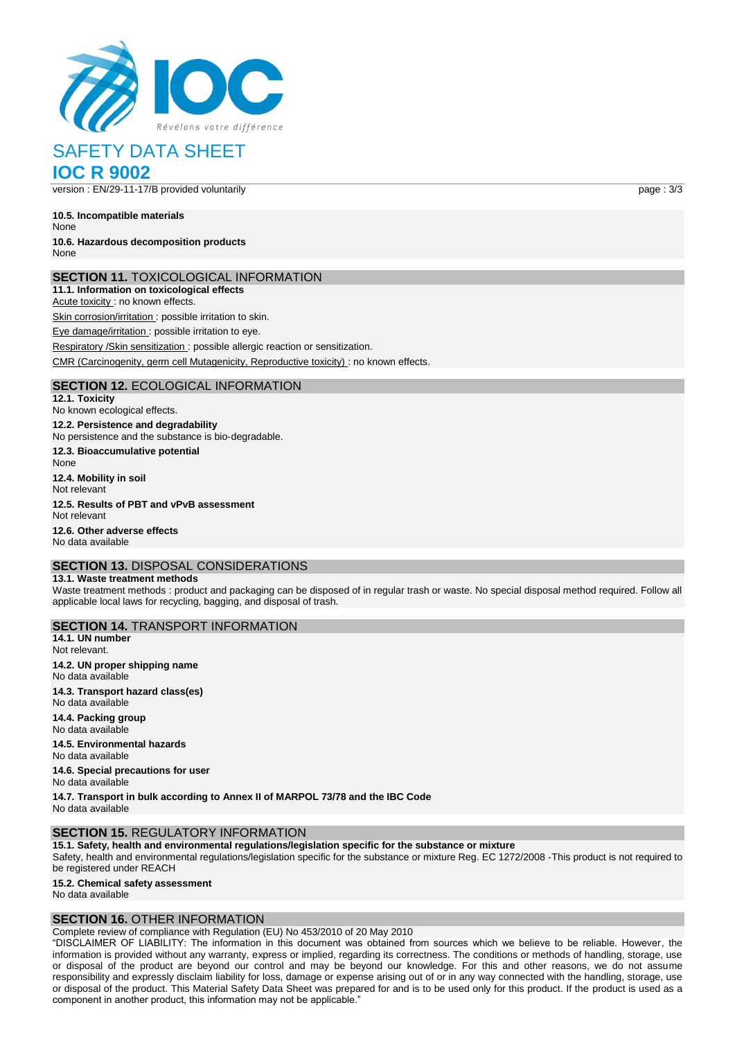# SAFETY DATA SHEET

## IOC R 9002

version : EN/29-11-17/B provided voluntarily

**10.5. Incompatible materials**
None

**10.6. Hazardous decomposition products**
None

## SECTION 11. TOXICOLOGICAL INFORMATION

**11.1. Information on toxicological effects**

Acute toxicity : no known effects.

Skin corrosion/irritation : possible irritation to skin.

Eye damage/irritation : possible irritation to eye.

Respiratory /Skin sensitization : possible allergic reaction or sensitization.

CMR (Carcinogenity, germ cell Mutagenicity, Reproductive toxicity) : no known effects.

## SECTION 12. ECOLOGICAL INFORMATION

**12.1. Toxicity**
No known ecological effects.

**12.2. Persistence and degradability**
No persistence and the substance is bio-degradable.

**12.3. Bioaccumulative potential**
None

**12.4. Mobility in soil**
Not relevant

**12.5. Results of PBT and vPvB assessment**
Not relevant

**12.6. Other adverse effects**
No data available

## SECTION 13. DISPOSAL CONSIDERATIONS

**13.1. Waste treatment methods**
Waste treatment methods : product and packaging can be disposed of in regular trash or waste. No special disposal method required. Follow all applicable local laws for recycling, bagging, and disposal of trash.

## SECTION 14. TRANSPORT INFORMATION

**14.1. UN number**
Not relevant.

**14.2. UN proper shipping name**
No data available

**14.3. Transport hazard class(es)**
No data available

**14.4. Packing group**
No data available

**14.5. Environmental hazards**
No data available

**14.6. Special precautions for user**
No data available

**14.7. Transport in bulk according to Annex II of MARPOL 73/78 and the IBC Code**
No data available

## SECTION 15. REGULATORY INFORMATION

**15.1. Safety, health and environmental regulations/legislation specific for the substance or mixture**
Safety, health and environmental regulations/legislation specific for the substance or mixture Reg. EC 1272/2008 -This product is not required to be registered under REACH

**15.2. Chemical safety assessment**
No data available

## SECTION 16. OTHER INFORMATION

Complete review of compliance with Regulation (EU) No 453/2010 of 20 May 2010

"DISCLAIMER OF LIABILITY: The information in this document was obtained from sources which we believe to be reliable. However, the information is provided without any warranty, express or implied, regarding its correctness. The conditions or methods of handling, storage, use or disposal of the product are beyond our control and may be beyond our knowledge. For this and other reasons, we do not assume responsibility and expressly disclaim liability for loss, damage or expense arising out of or in any way connected with the handling, storage, use or disposal of the product. This Material Safety Data Sheet was prepared for and is to be used only for this product. If the product is used as a component in another product, this information may not be applicable."